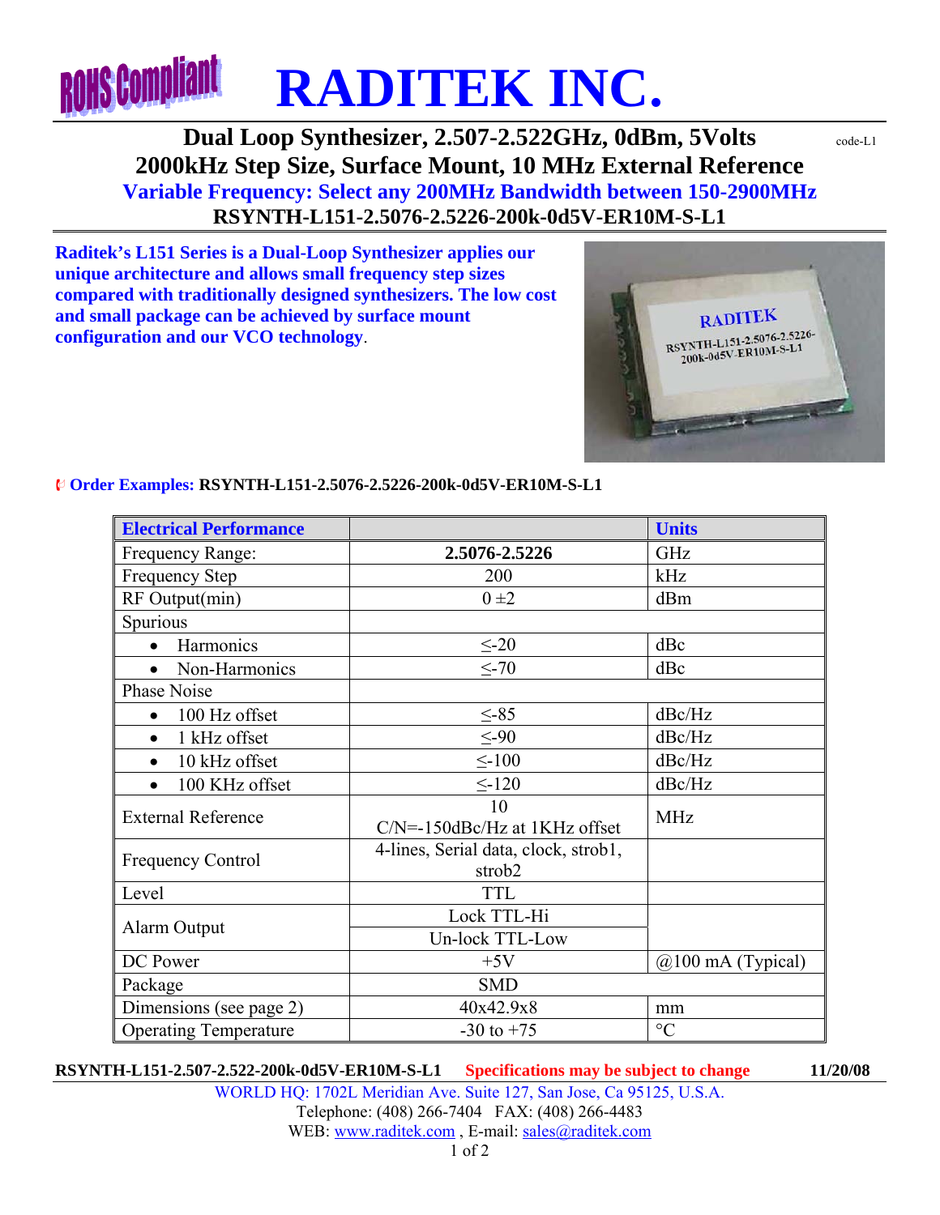# RADITEK INC.

## Dual Loop Synthesizer, 2.507-2.522GHz, 0dBm, 5Volts 2000kHz Step Size, Surface Mount, 10 MHz External Reference

code-L1

**Variable Frequency: Select any 200MHz Bandwidth between 150-2900MHz**

**RSYNTH-L151-2.5076-2.5226-200k-0d5V-ER10M-S-L1**

**Raditek's L151 Series is a Dual-Loop Synthesizer applies our unique architecture and allows small frequency step sizes compared with traditionally designed synthesizers. The low cost and small package can be achieved by surface mount configuration and our VCO technology.**

**Order Examples:** **RSYNTH-L151-2.5076-2.5226-200k-0d5V-ER10M-S-L1**

| Electrical Performance | | Units |
|---|---|---|
| Frequency Range: | **2.5076-2.5226** | GHz |
| Frequency Step | 200 | kHz |
| RF Output(min) | 0 ±2 | dBm |
| Spurious | | |
| • Harmonics | ≤-20 | dBc |
| • Non-Harmonics | ≤-70 | dBc |
| Phase Noise | | |
| • 100 Hz offset | ≤-85 | dBc/Hz |
| • 1 kHz offset | ≤-90 | dBc/Hz |
| • 10 kHz offset | ≤-100 | dBc/Hz |
| • 100 KHz offset | ≤-120 | dBc/Hz |
| External Reference | 10<br>C/N=-150dBc/Hz at 1KHz offset | MHz |
| Frequency Control | 4-lines, Serial data, clock, strob1, strob2 | |
| Level | TTL | |
| Alarm Output | Lock TTL-Hi | |
| | Un-lock TTL-Low | |
| DC Power | +5V | @100 mA (Typical) |
| Package | SMD | |
| Dimensions (see page 2) | 40x42.9x8 | mm |
| Operating Temperature | -30 to +75 | °C |

**RSYNTH-L151-2.507-2.522-200k-0d5V-ER10M-S-L1** **Specifications may be subject to change** **11/20/08**

WORLD HQ: 1702L Meridian Ave. Suite 127, San Jose, Ca 95125, U.S.A.
Telephone: (408) 266-7404 FAX: (408) 266-4483
WEB: www.raditek.com , E-mail: sales@raditek.com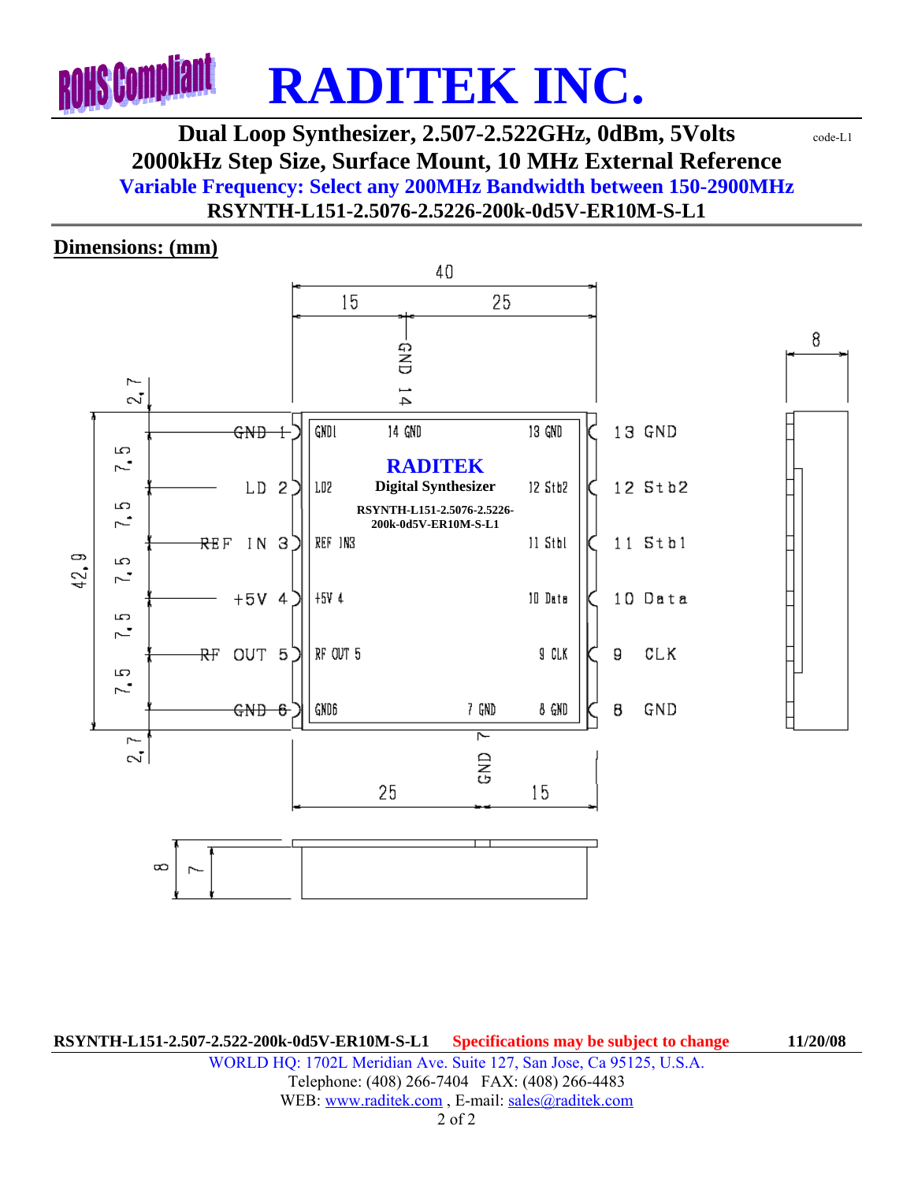RoHS Compliant

# RADITEK INC.

**Dual Loop Synthesizer, 2.507-2.522GHz, 0dBm, 5Volts**

code-L1

**2000kHz Step Size, Surface Mount, 10 MHz External Reference**

**Variable Frequency: Select any 200MHz Bandwidth between 150-2900MHz**

**RSYNTH-L151-2.5076-2.5226-200k-0d5V-ER10M-S-L1**

## Dimensions: (mm)

40
15
25
8
2.7
7.5
7.5
7.5
7.5
7.5
42.9
2.7
25
15
8
7

GND 14
GND 1
LD 2
REF IN 3
+5V 4
RF OUT 5
GND 6
GND 7
13 GND
12 Stb2
11 Stb1
10 Data
9 CLK
8 GND

GND1
14 GND
13 GND
LD2
12 Stb2
REF IN3
11 Stb1
+5V 4
10 Data
RF OUT 5
9 CLK
GND6
7 GND
8 GND

RADITEK
Digital Synthesizer
RSYNTH-L151-2.5076-2.5226-200k-0d5V-ER10M-S-L1

**RSYNTH-L151-2.507-2.522-200k-0d5V-ER10M-S-L1** **Specifications may be subject to change** **11/20/08**

WORLD HQ: 1702L Meridian Ave. Suite 127, San Jose, Ca 95125, U.S.A.
Telephone: (408) 266-7404 FAX: (408) 266-4483
WEB: www.raditek.com , E-mail: sales@raditek.com